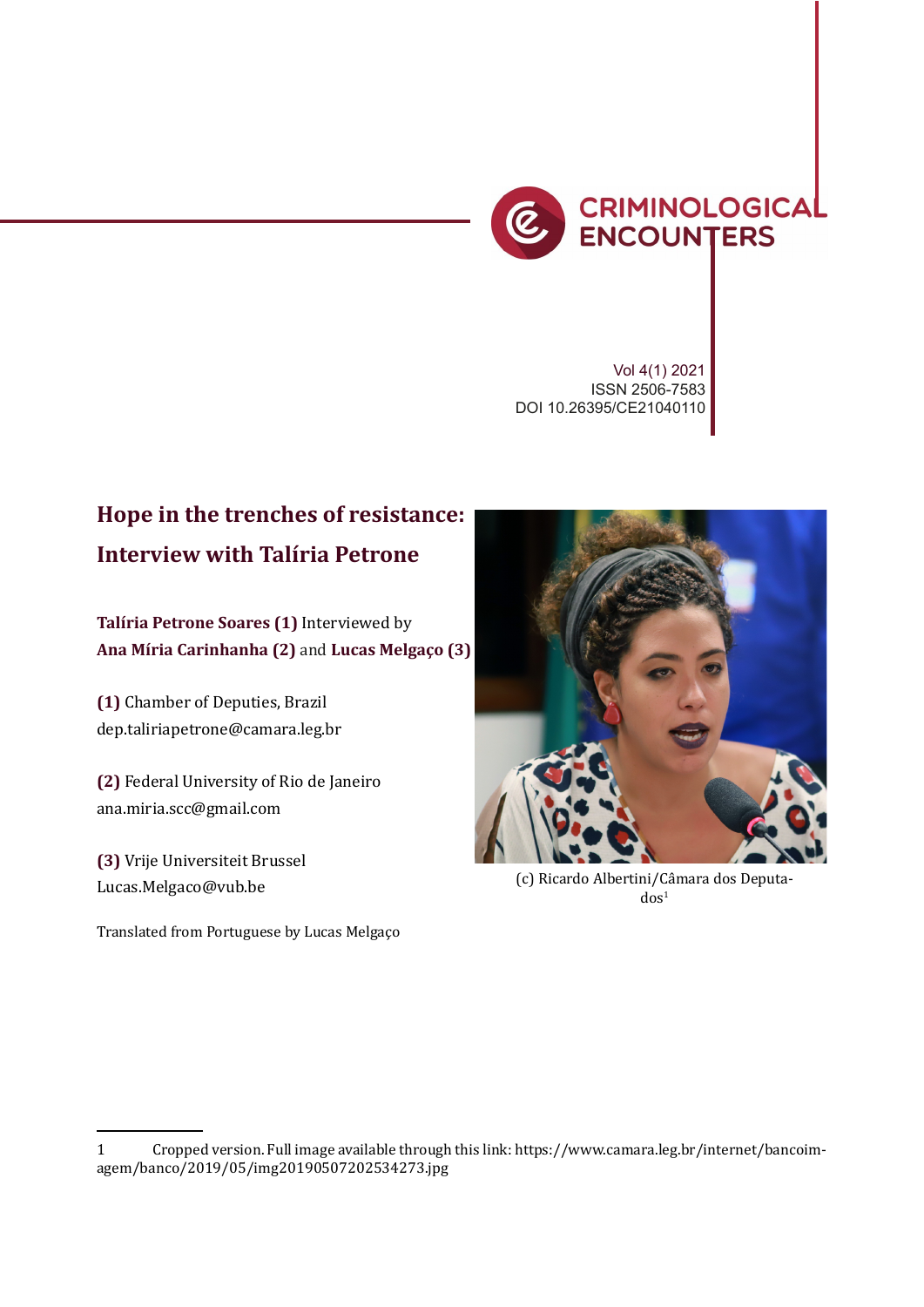Vol 4(1) 2021
ISSN 2506-7583
DOI 10.26395/CE21040110

# Hope in the trenches of resistance: Interview with Talíria Petrone

**Talíria Petrone Soares (1)** Interviewed by **Ana Míria Carinhanha (2)** and **Lucas Melgaço (3)**

**(1)** Chamber of Deputies, Brazil
dep.taliriapetrone@camara.leg.br

**(2)** Federal University of Rio de Janeiro
ana.miria.scc@gmail.com

**(3)** Vrije Universiteit Brussel
Lucas.Melgaco@vub.be

Translated from Portuguese by Lucas Melgaço

(c) Ricardo Albertini/Câmara dos Deputados[1]

1 Cropped version. Full image available through this link: https://www.camara.leg.br/internet/bancoimagem/banco/2019/05/img20190507202534273.jpg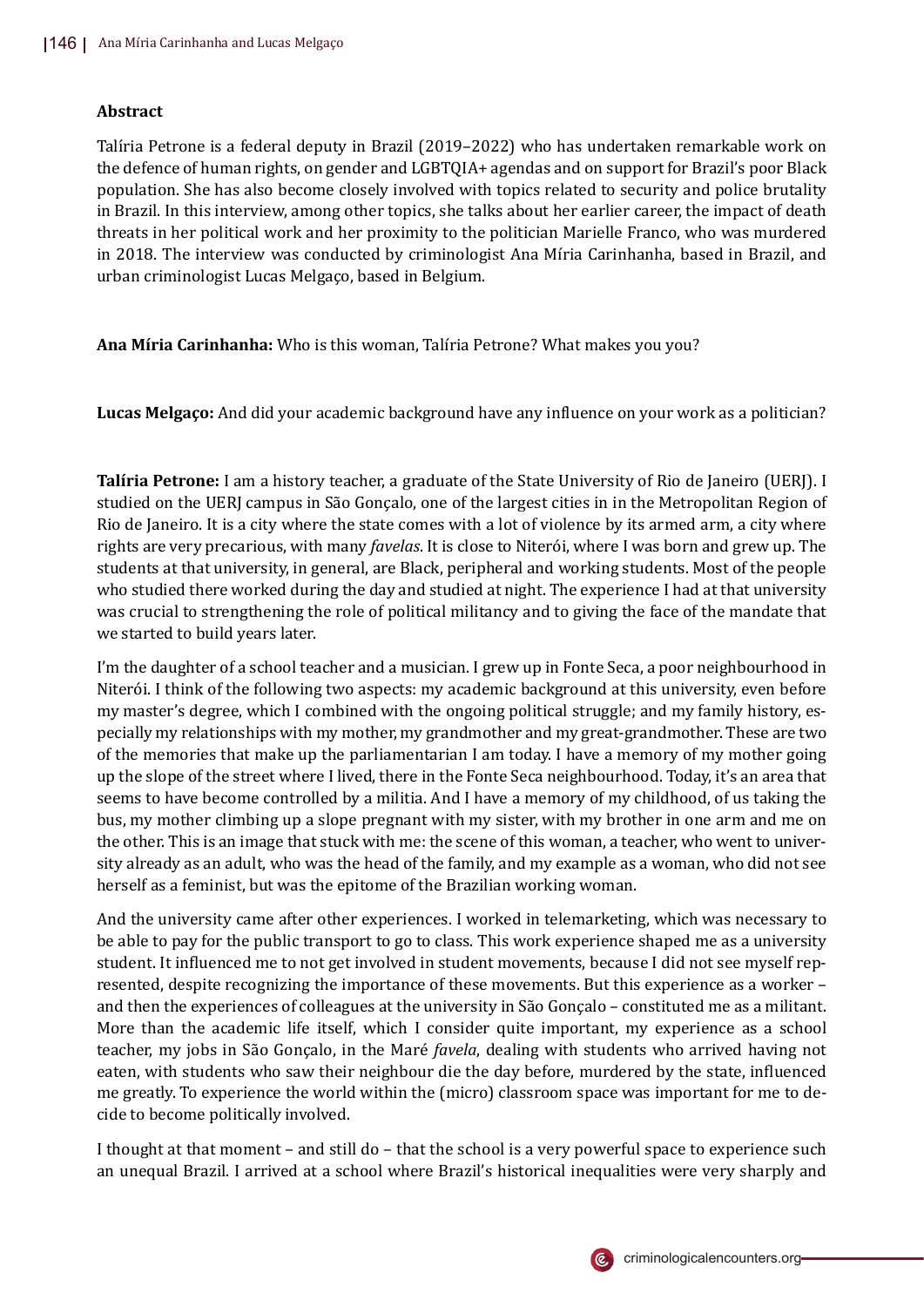### Abstract

Talíria Petrone is a federal deputy in Brazil (2019–2022) who has undertaken remarkable work on the defence of human rights, on gender and LGBTQIA+ agendas and on support for Brazil's poor Black population. She has also become closely involved with topics related to security and police brutality in Brazil. In this interview, among other topics, she talks about her earlier career, the impact of death threats in her political work and her proximity to the politician Marielle Franco, who was murdered in 2018. The interview was conducted by criminologist Ana Míria Carinhanha, based in Brazil, and urban criminologist Lucas Melgaço, based in Belgium.

**Ana Míria Carinhanha:** Who is this woman, Talíria Petrone? What makes you you?

**Lucas Melgaço:** And did your academic background have any influence on your work as a politician?

**Talíria Petrone:** I am a history teacher, a graduate of the State University of Rio de Janeiro (UERJ). I studied on the UERJ campus in São Gonçalo, one of the largest cities in in the Metropolitan Region of Rio de Janeiro. It is a city where the state comes with a lot of violence by its armed arm, a city where rights are very precarious, with many *favelas*. It is close to Niterói, where I was born and grew up. The students at that university, in general, are Black, peripheral and working students. Most of the people who studied there worked during the day and studied at night. The experience I had at that university was crucial to strengthening the role of political militancy and to giving the face of the mandate that we started to build years later.

I'm the daughter of a school teacher and a musician. I grew up in Fonte Seca, a poor neighbourhood in Niterói. I think of the following two aspects: my academic background at this university, even before my master's degree, which I combined with the ongoing political struggle; and my family history, especially my relationships with my mother, my grandmother and my great-grandmother. These are two of the memories that make up the parliamentarian I am today. I have a memory of my mother going up the slope of the street where I lived, there in the Fonte Seca neighbourhood. Today, it's an area that seems to have become controlled by a militia. And I have a memory of my childhood, of us taking the bus, my mother climbing up a slope pregnant with my sister, with my brother in one arm and me on the other. This is an image that stuck with me: the scene of this woman, a teacher, who went to university already as an adult, who was the head of the family, and my example as a woman, who did not see herself as a feminist, but was the epitome of the Brazilian working woman.

And the university came after other experiences. I worked in telemarketing, which was necessary to be able to pay for the public transport to go to class. This work experience shaped me as a university student. It influenced me to not get involved in student movements, because I did not see myself represented, despite recognizing the importance of these movements. But this experience as a worker – and then the experiences of colleagues at the university in São Gonçalo – constituted me as a militant. More than the academic life itself, which I consider quite important, my experience as a school teacher, my jobs in São Gonçalo, in the Maré *favela*, dealing with students who arrived having not eaten, with students who saw their neighbour die the day before, murdered by the state, influenced me greatly. To experience the world within the (micro) classroom space was important for me to decide to become politically involved.

I thought at that moment – and still do – that the school is a very powerful space to experience such an unequal Brazil. I arrived at a school where Brazil's historical inequalities were very sharply and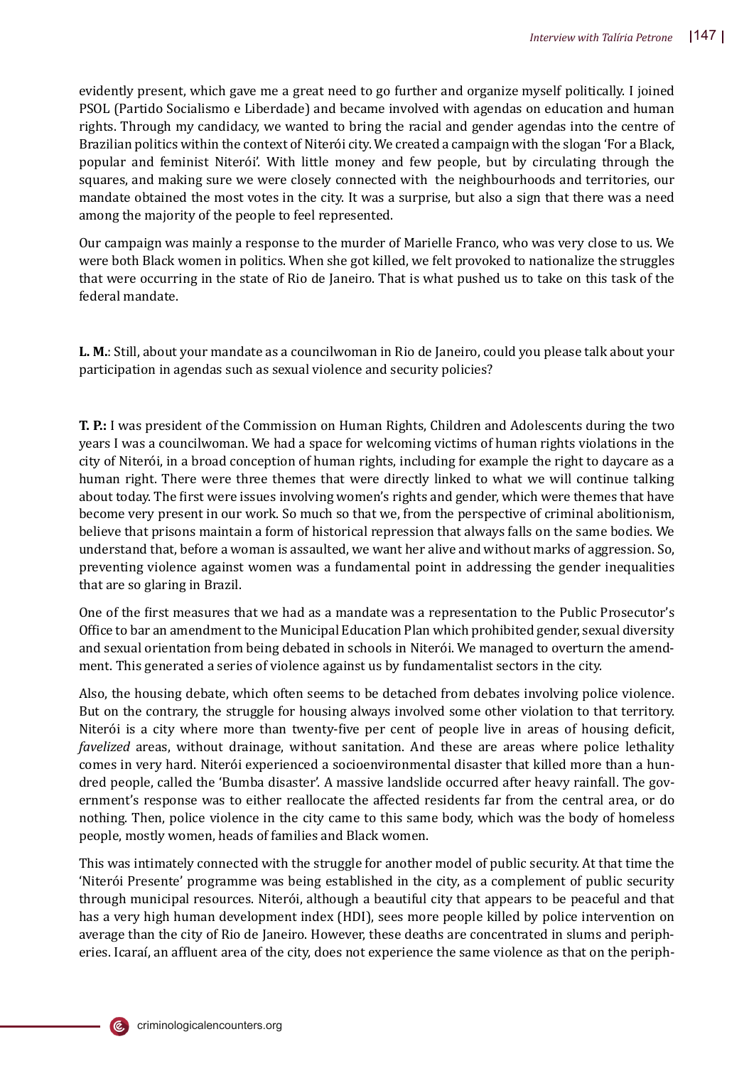evidently present, which gave me a great need to go further and organize myself politically. I joined PSOL (Partido Socialismo e Liberdade) and became involved with agendas on education and human rights. Through my candidacy, we wanted to bring the racial and gender agendas into the centre of Brazilian politics within the context of Niterói city. We created a campaign with the slogan 'For a Black, popular and feminist Niterói'. With little money and few people, but by circulating through the squares, and making sure we were closely connected with the neighbourhoods and territories, our mandate obtained the most votes in the city. It was a surprise, but also a sign that there was a need among the majority of the people to feel represented.

Our campaign was mainly a response to the murder of Marielle Franco, who was very close to us. We were both Black women in politics. When she got killed, we felt provoked to nationalize the struggles that were occurring in the state of Rio de Janeiro. That is what pushed us to take on this task of the federal mandate.

**L. M.**: Still, about your mandate as a councilwoman in Rio de Janeiro, could you please talk about your participation in agendas such as sexual violence and security policies?

**T. P.:** I was president of the Commission on Human Rights, Children and Adolescents during the two years I was a councilwoman. We had a space for welcoming victims of human rights violations in the city of Niterói, in a broad conception of human rights, including for example the right to daycare as a human right. There were three themes that were directly linked to what we will continue talking about today. The first were issues involving women's rights and gender, which were themes that have become very present in our work. So much so that we, from the perspective of criminal abolitionism, believe that prisons maintain a form of historical repression that always falls on the same bodies. We understand that, before a woman is assaulted, we want her alive and without marks of aggression. So, preventing violence against women was a fundamental point in addressing the gender inequalities that are so glaring in Brazil.

One of the first measures that we had as a mandate was a representation to the Public Prosecutor's Office to bar an amendment to the Municipal Education Plan which prohibited gender, sexual diversity and sexual orientation from being debated in schools in Niterói. We managed to overturn the amendment. This generated a series of violence against us by fundamentalist sectors in the city.

Also, the housing debate, which often seems to be detached from debates involving police violence. But on the contrary, the struggle for housing always involved some other violation to that territory. Niterói is a city where more than twenty-five per cent of people live in areas of housing deficit, *favelized* areas, without drainage, without sanitation. And these are areas where police lethality comes in very hard. Niterói experienced a socioenvironmental disaster that killed more than a hundred people, called the 'Bumba disaster'. A massive landslide occurred after heavy rainfall. The government's response was to either reallocate the affected residents far from the central area, or do nothing. Then, police violence in the city came to this same body, which was the body of homeless people, mostly women, heads of families and Black women.

This was intimately connected with the struggle for another model of public security. At that time the 'Niterói Presente' programme was being established in the city, as a complement of public security through municipal resources. Niterói, although a beautiful city that appears to be peaceful and that has a very high human development index (HDI), sees more people killed by police intervention on average than the city of Rio de Janeiro. However, these deaths are concentrated in slums and peripheries. Icaraí, an affluent area of the city, does not experience the same violence as that on the periph-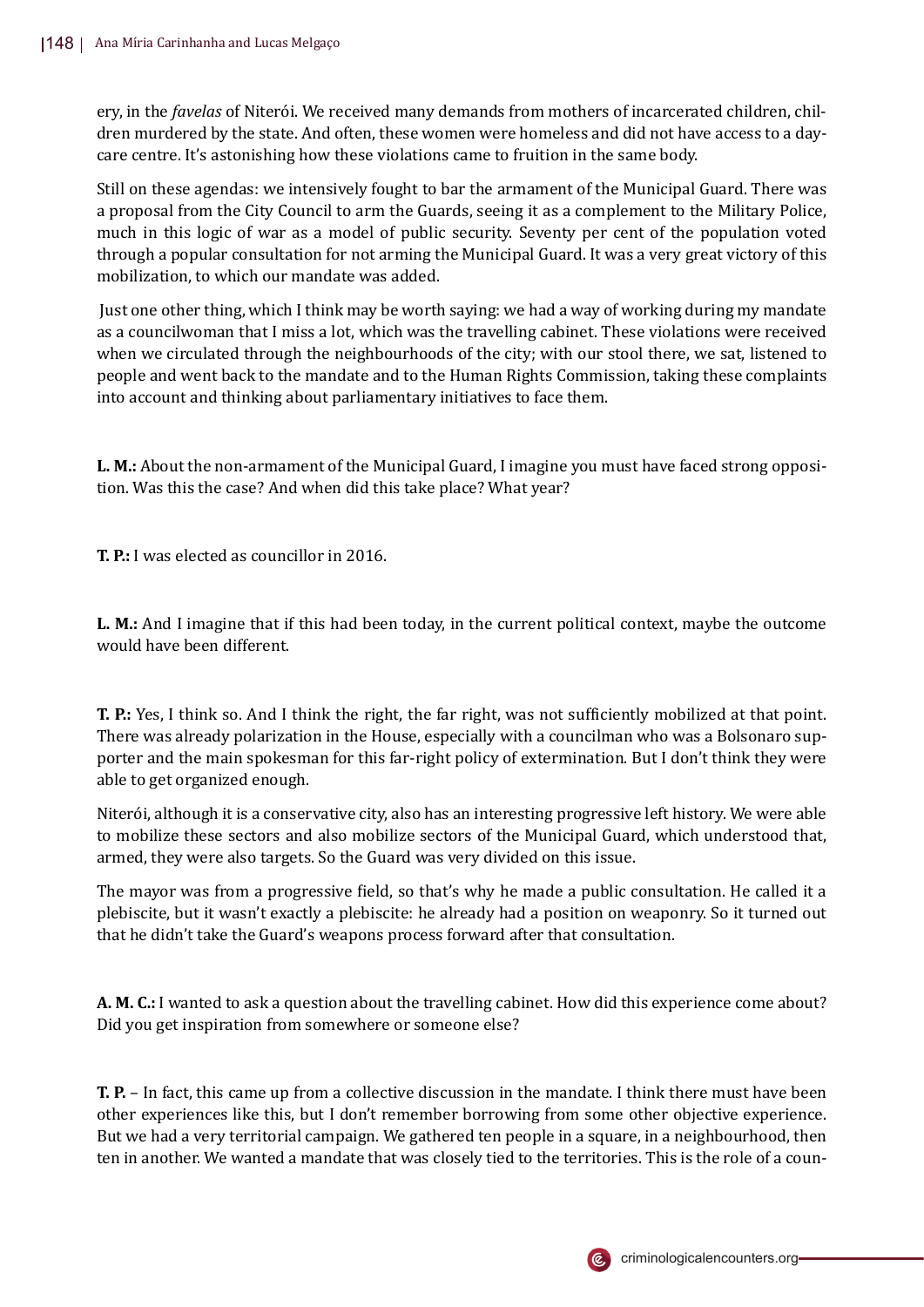ery, in the *favelas* of Niterói. We received many demands from mothers of incarcerated children, children murdered by the state. And often, these women were homeless and did not have access to a daycare centre. It's astonishing how these violations came to fruition in the same body.

Still on these agendas: we intensively fought to bar the armament of the Municipal Guard. There was a proposal from the City Council to arm the Guards, seeing it as a complement to the Military Police, much in this logic of war as a model of public security. Seventy per cent of the population voted through a popular consultation for not arming the Municipal Guard. It was a very great victory of this mobilization, to which our mandate was added.

Just one other thing, which I think may be worth saying: we had a way of working during my mandate as a councilwoman that I miss a lot, which was the travelling cabinet. These violations were received when we circulated through the neighbourhoods of the city; with our stool there, we sat, listened to people and went back to the mandate and to the Human Rights Commission, taking these complaints into account and thinking about parliamentary initiatives to face them.

**L. M.:** About the non-armament of the Municipal Guard, I imagine you must have faced strong opposition. Was this the case? And when did this take place? What year?

**T. P.:** I was elected as councillor in 2016.

**L. M.:** And I imagine that if this had been today, in the current political context, maybe the outcome would have been different.

**T. P.:** Yes, I think so. And I think the right, the far right, was not sufficiently mobilized at that point. There was already polarization in the House, especially with a councilman who was a Bolsonaro supporter and the main spokesman for this far-right policy of extermination. But I don't think they were able to get organized enough.

Niterói, although it is a conservative city, also has an interesting progressive left history. We were able to mobilize these sectors and also mobilize sectors of the Municipal Guard, which understood that, armed, they were also targets. So the Guard was very divided on this issue.

The mayor was from a progressive field, so that's why he made a public consultation. He called it a plebiscite, but it wasn't exactly a plebiscite: he already had a position on weaponry. So it turned out that he didn't take the Guard's weapons process forward after that consultation.

**A. M. C.:** I wanted to ask a question about the travelling cabinet. How did this experience come about? Did you get inspiration from somewhere or someone else?

**T. P.** – In fact, this came up from a collective discussion in the mandate. I think there must have been other experiences like this, but I don't remember borrowing from some other objective experience. But we had a very territorial campaign. We gathered ten people in a square, in a neighbourhood, then ten in another. We wanted a mandate that was closely tied to the territories. This is the role of a coun-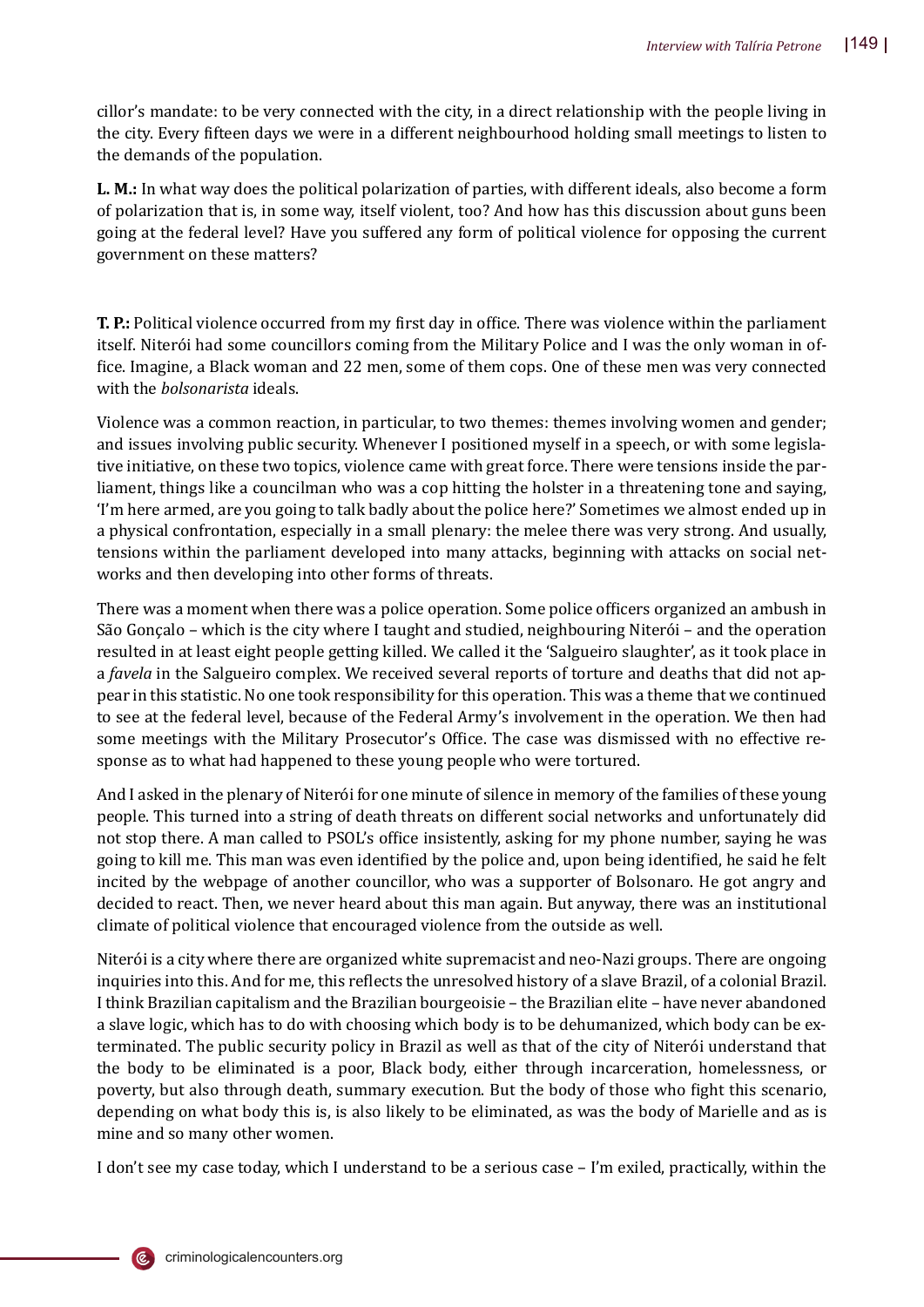cillor's mandate: to be very connected with the city, in a direct relationship with the people living in the city. Every fifteen days we were in a different neighbourhood holding small meetings to listen to the demands of the population.

**L. M.:** In what way does the political polarization of parties, with different ideals, also become a form of polarization that is, in some way, itself violent, too? And how has this discussion about guns been going at the federal level? Have you suffered any form of political violence for opposing the current government on these matters?

**T. P.:** Political violence occurred from my first day in office. There was violence within the parliament itself. Niterói had some councillors coming from the Military Police and I was the only woman in office. Imagine, a Black woman and 22 men, some of them cops. One of these men was very connected with the *bolsonarista* ideals.

Violence was a common reaction, in particular, to two themes: themes involving women and gender; and issues involving public security. Whenever I positioned myself in a speech, or with some legislative initiative, on these two topics, violence came with great force. There were tensions inside the parliament, things like a councilman who was a cop hitting the holster in a threatening tone and saying, 'I'm here armed, are you going to talk badly about the police here?' Sometimes we almost ended up in a physical confrontation, especially in a small plenary: the melee there was very strong. And usually, tensions within the parliament developed into many attacks, beginning with attacks on social networks and then developing into other forms of threats.

There was a moment when there was a police operation. Some police officers organized an ambush in São Gonçalo – which is the city where I taught and studied, neighbouring Niterói – and the operation resulted in at least eight people getting killed. We called it the 'Salgueiro slaughter', as it took place in a *favela* in the Salgueiro complex. We received several reports of torture and deaths that did not appear in this statistic. No one took responsibility for this operation. This was a theme that we continued to see at the federal level, because of the Federal Army's involvement in the operation. We then had some meetings with the Military Prosecutor's Office. The case was dismissed with no effective response as to what had happened to these young people who were tortured.

And I asked in the plenary of Niterói for one minute of silence in memory of the families of these young people. This turned into a string of death threats on different social networks and unfortunately did not stop there. A man called to PSOL's office insistently, asking for my phone number, saying he was going to kill me. This man was even identified by the police and, upon being identified, he said he felt incited by the webpage of another councillor, who was a supporter of Bolsonaro. He got angry and decided to react. Then, we never heard about this man again. But anyway, there was an institutional climate of political violence that encouraged violence from the outside as well.

Niterói is a city where there are organized white supremacist and neo-Nazi groups. There are ongoing inquiries into this. And for me, this reflects the unresolved history of a slave Brazil, of a colonial Brazil. I think Brazilian capitalism and the Brazilian bourgeoisie – the Brazilian elite – have never abandoned a slave logic, which has to do with choosing which body is to be dehumanized, which body can be exterminated. The public security policy in Brazil as well as that of the city of Niterói understand that the body to be eliminated is a poor, Black body, either through incarceration, homelessness, or poverty, but also through death, summary execution. But the body of those who fight this scenario, depending on what body this is, is also likely to be eliminated, as was the body of Marielle and as is mine and so many other women.

I don't see my case today, which I understand to be a serious case – I'm exiled, practically, within the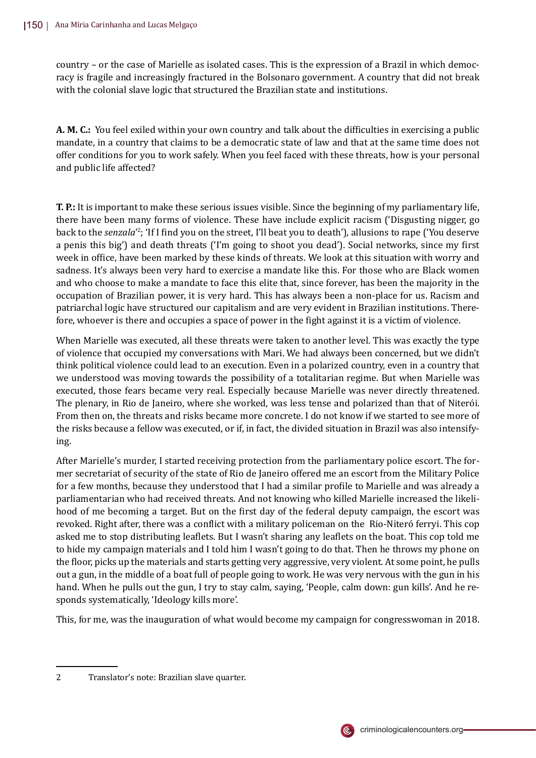country – or the case of Marielle as isolated cases. This is the expression of a Brazil in which democracy is fragile and increasingly fractured in the Bolsonaro government. A country that did not break with the colonial slave logic that structured the Brazilian state and institutions.

**A. M. C.:** You feel exiled within your own country and talk about the difficulties in exercising a public mandate, in a country that claims to be a democratic state of law and that at the same time does not offer conditions for you to work safely. When you feel faced with these threats, how is your personal and public life affected?

**T. P.:** It is important to make these serious issues visible. Since the beginning of my parliamentary life, there have been many forms of violence. These have include explicit racism ('Disgusting nigger, go back to the *senzala*'[2]; 'If I find you on the street, I'll beat you to death'), allusions to rape ('You deserve a penis this big') and death threats ('I'm going to shoot you dead'). Social networks, since my first week in office, have been marked by these kinds of threats. We look at this situation with worry and sadness. It's always been very hard to exercise a mandate like this. For those who are Black women and who choose to make a mandate to face this elite that, since forever, has been the majority in the occupation of Brazilian power, it is very hard. This has always been a non-place for us. Racism and patriarchal logic have structured our capitalism and are very evident in Brazilian institutions. Therefore, whoever is there and occupies a space of power in the fight against it is a victim of violence.

When Marielle was executed, all these threats were taken to another level. This was exactly the type of violence that occupied my conversations with Mari. We had always been concerned, but we didn't think political violence could lead to an execution. Even in a polarized country, even in a country that we understood was moving towards the possibility of a totalitarian regime. But when Marielle was executed, those fears became very real. Especially because Marielle was never directly threatened. The plenary, in Rio de Janeiro, where she worked, was less tense and polarized than that of Niterói. From then on, the threats and risks became more concrete. I do not know if we started to see more of the risks because a fellow was executed, or if, in fact, the divided situation in Brazil was also intensifying.

After Marielle's murder, I started receiving protection from the parliamentary police escort. The former secretariat of security of the state of Rio de Janeiro offered me an escort from the Military Police for a few months, because they understood that I had a similar profile to Marielle and was already a parliamentarian who had received threats. And not knowing who killed Marielle increased the likelihood of me becoming a target. But on the first day of the federal deputy campaign, the escort was revoked. Right after, there was a conflict with a military policeman on the Rio-Niteró ferryi. This cop asked me to stop distributing leaflets. But I wasn't sharing any leaflets on the boat. This cop told me to hide my campaign materials and I told him I wasn't going to do that. Then he throws my phone on the floor, picks up the materials and starts getting very aggressive, very violent. At some point, he pulls out a gun, in the middle of a boat full of people going to work. He was very nervous with the gun in his hand. When he pulls out the gun, I try to stay calm, saying, 'People, calm down: gun kills'. And he responds systematically, 'Ideology kills more'.

This, for me, was the inauguration of what would become my campaign for congresswoman in 2018.

---

2 Translator's note: Brazilian slave quarter.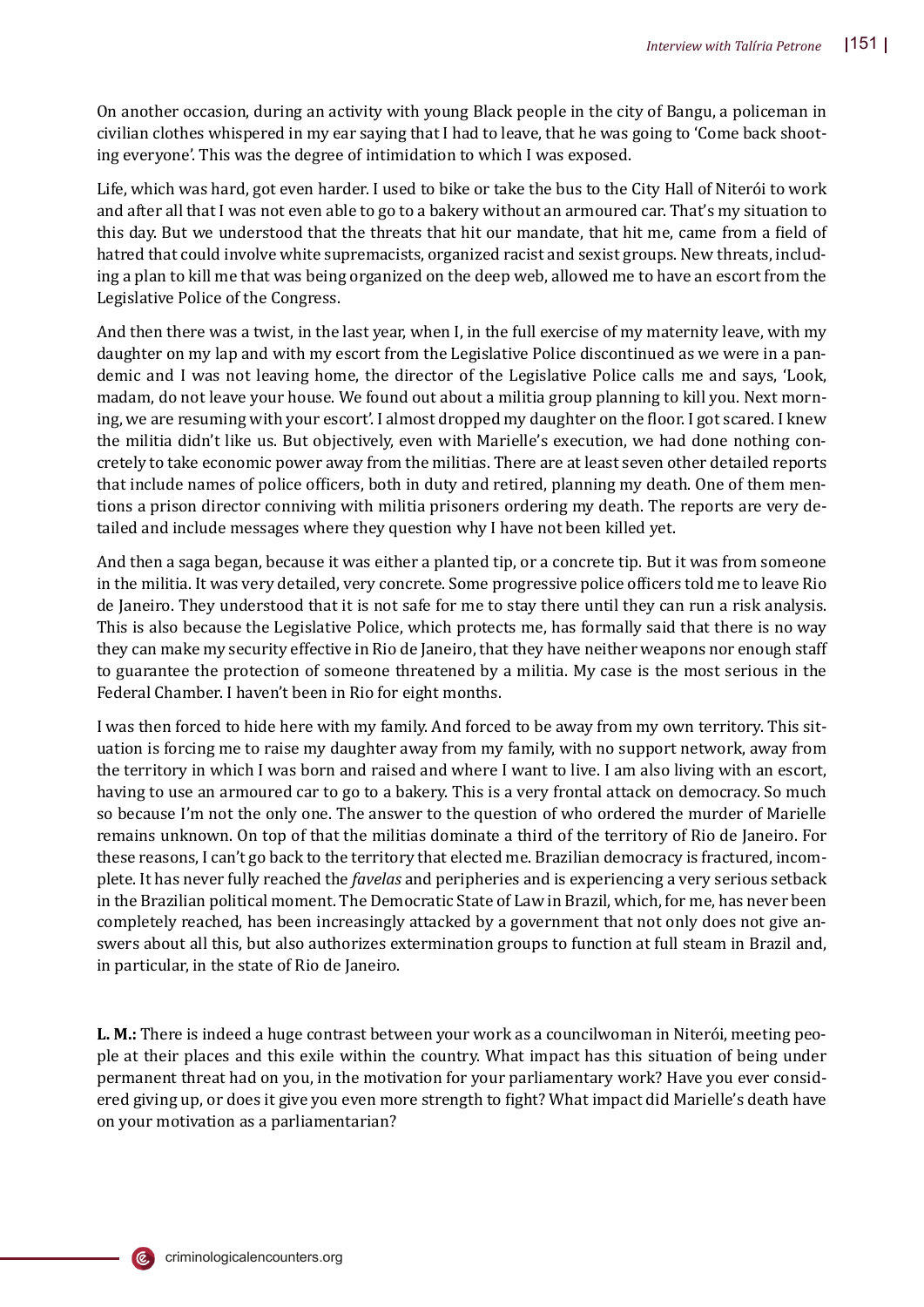On another occasion, during an activity with young Black people in the city of Bangu, a policeman in civilian clothes whispered in my ear saying that I had to leave, that he was going to 'Come back shooting everyone'. This was the degree of intimidation to which I was exposed.

Life, which was hard, got even harder. I used to bike or take the bus to the City Hall of Niterói to work and after all that I was not even able to go to a bakery without an armoured car. That's my situation to this day. But we understood that the threats that hit our mandate, that hit me, came from a field of hatred that could involve white supremacists, organized racist and sexist groups. New threats, including a plan to kill me that was being organized on the deep web, allowed me to have an escort from the Legislative Police of the Congress.

And then there was a twist, in the last year, when I, in the full exercise of my maternity leave, with my daughter on my lap and with my escort from the Legislative Police discontinued as we were in a pandemic and I was not leaving home, the director of the Legislative Police calls me and says, 'Look, madam, do not leave your house. We found out about a militia group planning to kill you. Next morning, we are resuming with your escort'. I almost dropped my daughter on the floor. I got scared. I knew the militia didn't like us. But objectively, even with Marielle's execution, we had done nothing concretely to take economic power away from the militias. There are at least seven other detailed reports that include names of police officers, both in duty and retired, planning my death. One of them mentions a prison director conniving with militia prisoners ordering my death. The reports are very detailed and include messages where they question why I have not been killed yet.

And then a saga began, because it was either a planted tip, or a concrete tip. But it was from someone in the militia. It was very detailed, very concrete. Some progressive police officers told me to leave Rio de Janeiro. They understood that it is not safe for me to stay there until they can run a risk analysis. This is also because the Legislative Police, which protects me, has formally said that there is no way they can make my security effective in Rio de Janeiro, that they have neither weapons nor enough staff to guarantee the protection of someone threatened by a militia. My case is the most serious in the Federal Chamber. I haven't been in Rio for eight months.

I was then forced to hide here with my family. And forced to be away from my own territory. This situation is forcing me to raise my daughter away from my family, with no support network, away from the territory in which I was born and raised and where I want to live. I am also living with an escort, having to use an armoured car to go to a bakery. This is a very frontal attack on democracy. So much so because I'm not the only one. The answer to the question of who ordered the murder of Marielle remains unknown. On top of that the militias dominate a third of the territory of Rio de Janeiro. For these reasons, I can't go back to the territory that elected me. Brazilian democracy is fractured, incomplete. It has never fully reached the *favelas* and peripheries and is experiencing a very serious setback in the Brazilian political moment. The Democratic State of Law in Brazil, which, for me, has never been completely reached, has been increasingly attacked by a government that not only does not give answers about all this, but also authorizes extermination groups to function at full steam in Brazil and, in particular, in the state of Rio de Janeiro.

**L. M.:** There is indeed a huge contrast between your work as a councilwoman in Niterói, meeting people at their places and this exile within the country. What impact has this situation of being under permanent threat had on you, in the motivation for your parliamentary work? Have you ever considered giving up, or does it give you even more strength to fight? What impact did Marielle's death have on your motivation as a parliamentarian?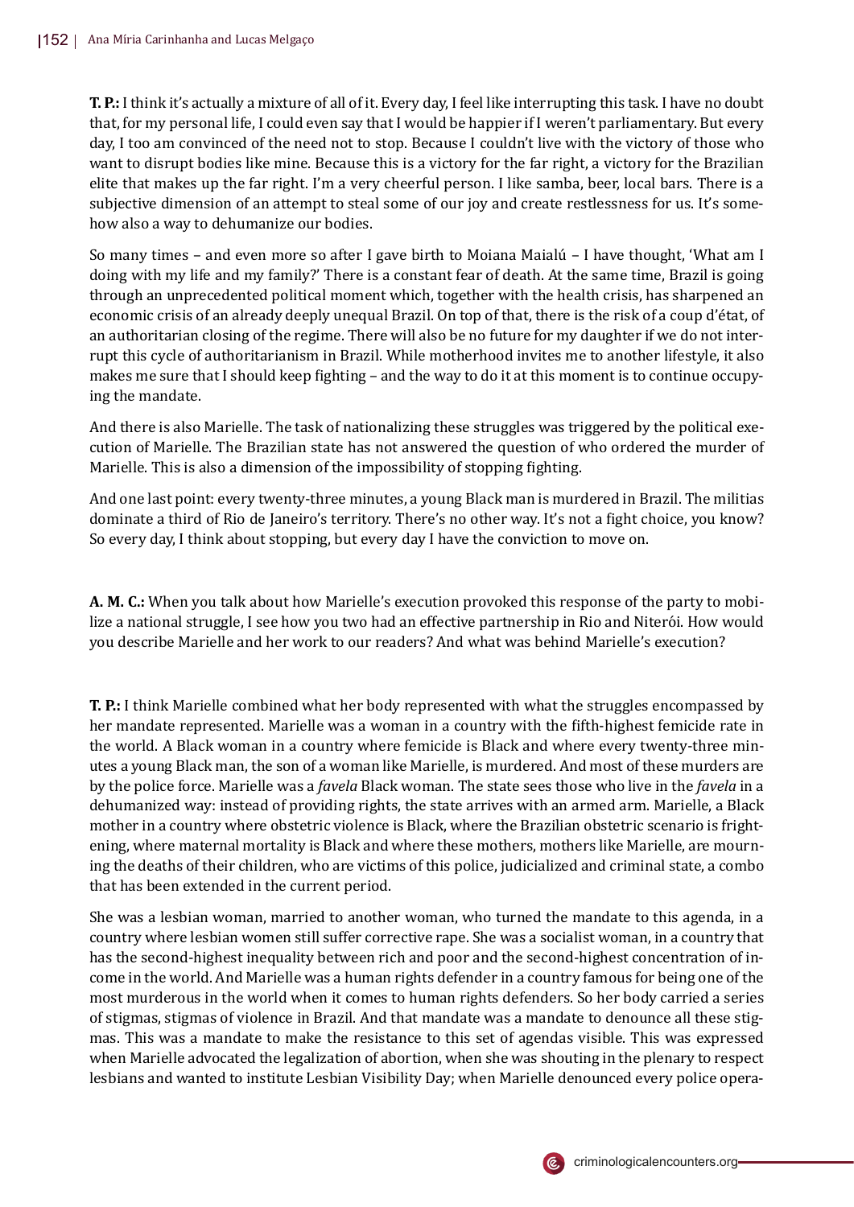**T. P.:** I think it's actually a mixture of all of it. Every day, I feel like interrupting this task. I have no doubt that, for my personal life, I could even say that I would be happier if I weren't parliamentary. But every day, I too am convinced of the need not to stop. Because I couldn't live with the victory of those who want to disrupt bodies like mine. Because this is a victory for the far right, a victory for the Brazilian elite that makes up the far right. I'm a very cheerful person. I like samba, beer, local bars. There is a subjective dimension of an attempt to steal some of our joy and create restlessness for us. It's somehow also a way to dehumanize our bodies.

So many times – and even more so after I gave birth to Moiana Maialú – I have thought, 'What am I doing with my life and my family?' There is a constant fear of death. At the same time, Brazil is going through an unprecedented political moment which, together with the health crisis, has sharpened an economic crisis of an already deeply unequal Brazil. On top of that, there is the risk of a coup d'état, of an authoritarian closing of the regime. There will also be no future for my daughter if we do not interrupt this cycle of authoritarianism in Brazil. While motherhood invites me to another lifestyle, it also makes me sure that I should keep fighting – and the way to do it at this moment is to continue occupying the mandate.

And there is also Marielle. The task of nationalizing these struggles was triggered by the political execution of Marielle. The Brazilian state has not answered the question of who ordered the murder of Marielle. This is also a dimension of the impossibility of stopping fighting.

And one last point: every twenty-three minutes, a young Black man is murdered in Brazil. The militias dominate a third of Rio de Janeiro's territory. There's no other way. It's not a fight choice, you know? So every day, I think about stopping, but every day I have the conviction to move on.

**A. M. C.:** When you talk about how Marielle's execution provoked this response of the party to mobilize a national struggle, I see how you two had an effective partnership in Rio and Niterói. How would you describe Marielle and her work to our readers? And what was behind Marielle's execution?

**T. P.:** I think Marielle combined what her body represented with what the struggles encompassed by her mandate represented. Marielle was a woman in a country with the fifth-highest femicide rate in the world. A Black woman in a country where femicide is Black and where every twenty-three minutes a young Black man, the son of a woman like Marielle, is murdered. And most of these murders are by the police force. Marielle was a *favela* Black woman. The state sees those who live in the *favela* in a dehumanized way: instead of providing rights, the state arrives with an armed arm. Marielle, a Black mother in a country where obstetric violence is Black, where the Brazilian obstetric scenario is frightening, where maternal mortality is Black and where these mothers, mothers like Marielle, are mourning the deaths of their children, who are victims of this police, judicialized and criminal state, a combo that has been extended in the current period.

She was a lesbian woman, married to another woman, who turned the mandate to this agenda, in a country where lesbian women still suffer corrective rape. She was a socialist woman, in a country that has the second-highest inequality between rich and poor and the second-highest concentration of income in the world. And Marielle was a human rights defender in a country famous for being one of the most murderous in the world when it comes to human rights defenders. So her body carried a series of stigmas, stigmas of violence in Brazil. And that mandate was a mandate to denounce all these stigmas. This was a mandate to make the resistance to this set of agendas visible. This was expressed when Marielle advocated the legalization of abortion, when she was shouting in the plenary to respect lesbians and wanted to institute Lesbian Visibility Day; when Marielle denounced every police opera-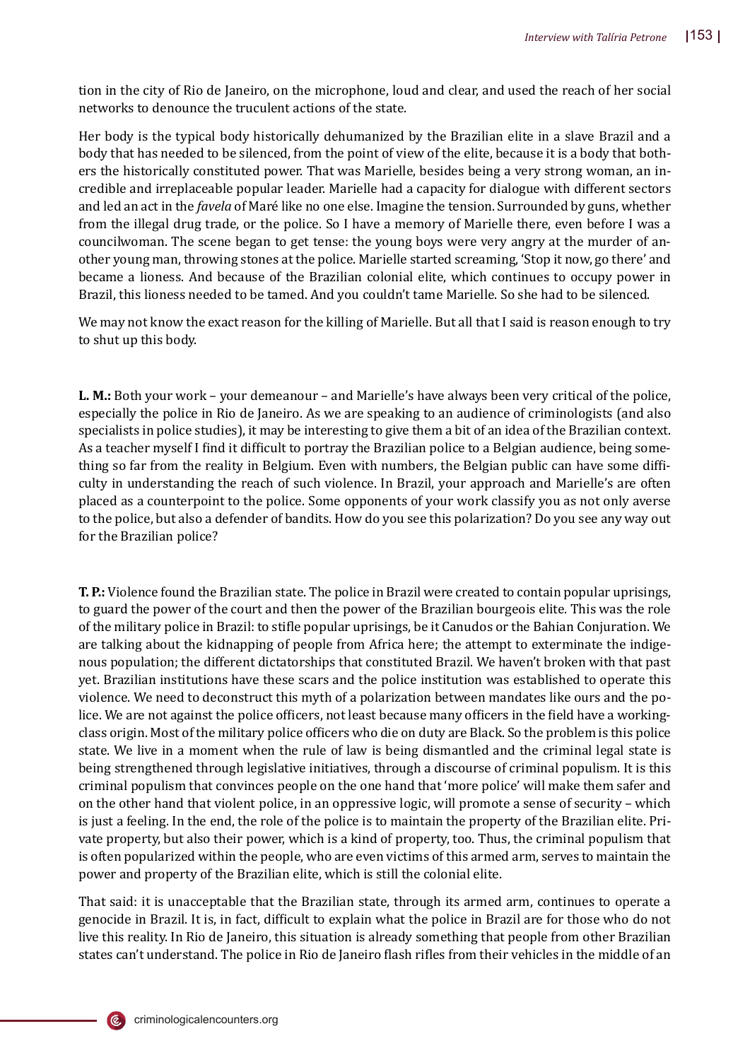tion in the city of Rio de Janeiro, on the microphone, loud and clear, and used the reach of her social networks to denounce the truculent actions of the state.

Her body is the typical body historically dehumanized by the Brazilian elite in a slave Brazil and a body that has needed to be silenced, from the point of view of the elite, because it is a body that bothers the historically constituted power. That was Marielle, besides being a very strong woman, an incredible and irreplaceable popular leader. Marielle had a capacity for dialogue with different sectors and led an act in the *favela* of Maré like no one else. Imagine the tension. Surrounded by guns, whether from the illegal drug trade, or the police. So I have a memory of Marielle there, even before I was a councilwoman. The scene began to get tense: the young boys were very angry at the murder of another young man, throwing stones at the police. Marielle started screaming, 'Stop it now, go there' and became a lioness. And because of the Brazilian colonial elite, which continues to occupy power in Brazil, this lioness needed to be tamed. And you couldn't tame Marielle. So she had to be silenced.

We may not know the exact reason for the killing of Marielle. But all that I said is reason enough to try to shut up this body.

**L. M.:** Both your work – your demeanour – and Marielle's have always been very critical of the police, especially the police in Rio de Janeiro. As we are speaking to an audience of criminologists (and also specialists in police studies), it may be interesting to give them a bit of an idea of the Brazilian context. As a teacher myself I find it difficult to portray the Brazilian police to a Belgian audience, being something so far from the reality in Belgium. Even with numbers, the Belgian public can have some difficulty in understanding the reach of such violence. In Brazil, your approach and Marielle's are often placed as a counterpoint to the police. Some opponents of your work classify you as not only averse to the police, but also a defender of bandits. How do you see this polarization? Do you see any way out for the Brazilian police?

**T. P.:** Violence found the Brazilian state. The police in Brazil were created to contain popular uprisings, to guard the power of the court and then the power of the Brazilian bourgeois elite. This was the role of the military police in Brazil: to stifle popular uprisings, be it Canudos or the Bahian Conjuration. We are talking about the kidnapping of people from Africa here; the attempt to exterminate the indigenous population; the different dictatorships that constituted Brazil. We haven't broken with that past yet. Brazilian institutions have these scars and the police institution was established to operate this violence. We need to deconstruct this myth of a polarization between mandates like ours and the police. We are not against the police officers, not least because many officers in the field have a working-class origin. Most of the military police officers who die on duty are Black. So the problem is this police state. We live in a moment when the rule of law is being dismantled and the criminal legal state is being strengthened through legislative initiatives, through a discourse of criminal populism. It is this criminal populism that convinces people on the one hand that 'more police' will make them safer and on the other hand that violent police, in an oppressive logic, will promote a sense of security – which is just a feeling. In the end, the role of the police is to maintain the property of the Brazilian elite. Private property, but also their power, which is a kind of property, too. Thus, the criminal populism that is often popularized within the people, who are even victims of this armed arm, serves to maintain the power and property of the Brazilian elite, which is still the colonial elite.

That said: it is unacceptable that the Brazilian state, through its armed arm, continues to operate a genocide in Brazil. It is, in fact, difficult to explain what the police in Brazil are for those who do not live this reality. In Rio de Janeiro, this situation is already something that people from other Brazilian states can't understand. The police in Rio de Janeiro flash rifles from their vehicles in the middle of an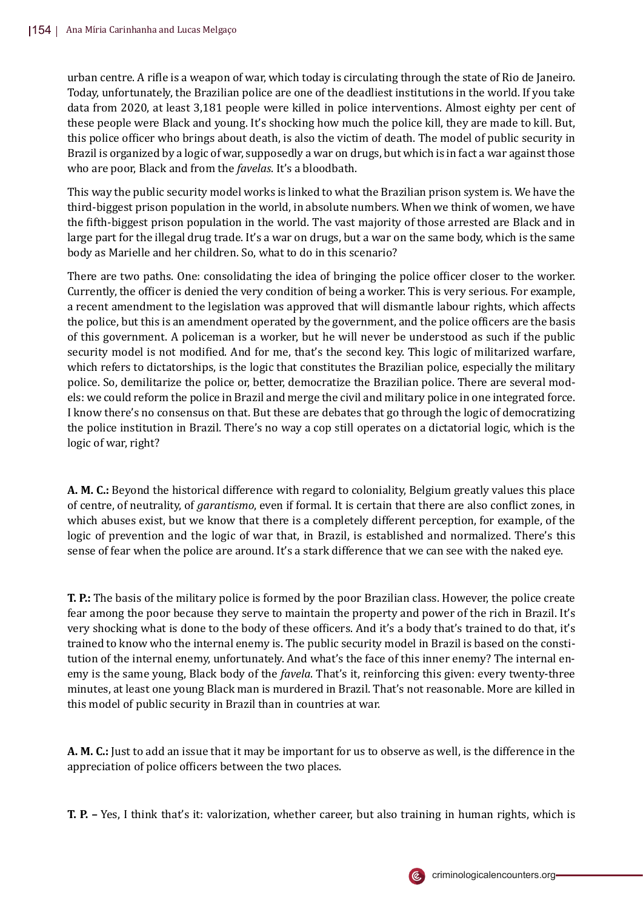urban centre. A rifle is a weapon of war, which today is circulating through the state of Rio de Janeiro. Today, unfortunately, the Brazilian police are one of the deadliest institutions in the world. If you take data from 2020, at least 3,181 people were killed in police interventions. Almost eighty per cent of these people were Black and young. It's shocking how much the police kill, they are made to kill. But, this police officer who brings about death, is also the victim of death. The model of public security in Brazil is organized by a logic of war, supposedly a war on drugs, but which is in fact a war against those who are poor, Black and from the *favelas*. It's a bloodbath.

This way the public security model works is linked to what the Brazilian prison system is. We have the third-biggest prison population in the world, in absolute numbers. When we think of women, we have the fifth-biggest prison population in the world. The vast majority of those arrested are Black and in large part for the illegal drug trade. It's a war on drugs, but a war on the same body, which is the same body as Marielle and her children. So, what to do in this scenario?

There are two paths. One: consolidating the idea of bringing the police officer closer to the worker. Currently, the officer is denied the very condition of being a worker. This is very serious. For example, a recent amendment to the legislation was approved that will dismantle labour rights, which affects the police, but this is an amendment operated by the government, and the police officers are the basis of this government. A policeman is a worker, but he will never be understood as such if the public security model is not modified. And for me, that's the second key. This logic of militarized warfare, which refers to dictatorships, is the logic that constitutes the Brazilian police, especially the military police. So, demilitarize the police or, better, democratize the Brazilian police. There are several models: we could reform the police in Brazil and merge the civil and military police in one integrated force. I know there's no consensus on that. But these are debates that go through the logic of democratizing the police institution in Brazil. There's no way a cop still operates on a dictatorial logic, which is the logic of war, right?

**A. M. C.:** Beyond the historical difference with regard to coloniality, Belgium greatly values this place of centre, of neutrality, of *garantismo*, even if formal. It is certain that there are also conflict zones, in which abuses exist, but we know that there is a completely different perception, for example, of the logic of prevention and the logic of war that, in Brazil, is established and normalized. There's this sense of fear when the police are around. It's a stark difference that we can see with the naked eye.

**T. P.:** The basis of the military police is formed by the poor Brazilian class. However, the police create fear among the poor because they serve to maintain the property and power of the rich in Brazil. It's very shocking what is done to the body of these officers. And it's a body that's trained to do that, it's trained to know who the internal enemy is. The public security model in Brazil is based on the constitution of the internal enemy, unfortunately. And what's the face of this inner enemy? The internal enemy is the same young, Black body of the *favela*. That's it, reinforcing this given: every twenty-three minutes, at least one young Black man is murdered in Brazil. That's not reasonable. More are killed in this model of public security in Brazil than in countries at war.

**A. M. C.:** Just to add an issue that it may be important for us to observe as well, is the difference in the appreciation of police officers between the two places.

**T. P. –** Yes, I think that's it: valorization, whether career, but also training in human rights, which is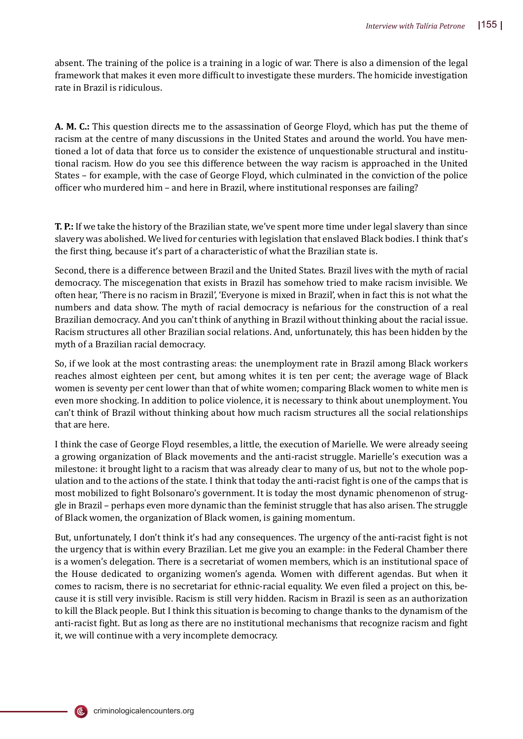absent. The training of the police is a training in a logic of war. There is also a dimension of the legal framework that makes it even more difficult to investigate these murders. The homicide investigation rate in Brazil is ridiculous.

**A. M. C.:** This question directs me to the assassination of George Floyd, which has put the theme of racism at the centre of many discussions in the United States and around the world. You have mentioned a lot of data that force us to consider the existence of unquestionable structural and institutional racism. How do you see this difference between the way racism is approached in the United States – for example, with the case of George Floyd, which culminated in the conviction of the police officer who murdered him – and here in Brazil, where institutional responses are failing?

**T. P.:** If we take the history of the Brazilian state, we've spent more time under legal slavery than since slavery was abolished. We lived for centuries with legislation that enslaved Black bodies. I think that's the first thing, because it's part of a characteristic of what the Brazilian state is.

Second, there is a difference between Brazil and the United States. Brazil lives with the myth of racial democracy. The miscegenation that exists in Brazil has somehow tried to make racism invisible. We often hear, 'There is no racism in Brazil', 'Everyone is mixed in Brazil', when in fact this is not what the numbers and data show. The myth of racial democracy is nefarious for the construction of a real Brazilian democracy. And you can't think of anything in Brazil without thinking about the racial issue. Racism structures all other Brazilian social relations. And, unfortunately, this has been hidden by the myth of a Brazilian racial democracy.

So, if we look at the most contrasting areas: the unemployment rate in Brazil among Black workers reaches almost eighteen per cent, but among whites it is ten per cent; the average wage of Black women is seventy per cent lower than that of white women; comparing Black women to white men is even more shocking. In addition to police violence, it is necessary to think about unemployment. You can't think of Brazil without thinking about how much racism structures all the social relationships that are here.

I think the case of George Floyd resembles, a little, the execution of Marielle. We were already seeing a growing organization of Black movements and the anti-racist struggle. Marielle's execution was a milestone: it brought light to a racism that was already clear to many of us, but not to the whole population and to the actions of the state. I think that today the anti-racist fight is one of the camps that is most mobilized to fight Bolsonaro's government. It is today the most dynamic phenomenon of struggle in Brazil – perhaps even more dynamic than the feminist struggle that has also arisen. The struggle of Black women, the organization of Black women, is gaining momentum.

But, unfortunately, I don't think it's had any consequences. The urgency of the anti-racist fight is not the urgency that is within every Brazilian. Let me give you an example: in the Federal Chamber there is a women's delegation. There is a secretariat of women members, which is an institutional space of the House dedicated to organizing women's agenda. Women with different agendas. But when it comes to racism, there is no secretariat for ethnic-racial equality. We even filed a project on this, because it is still very invisible. Racism is still very hidden. Racism in Brazil is seen as an authorization to kill the Black people. But I think this situation is becoming to change thanks to the dynamism of the anti-racist fight. But as long as there are no institutional mechanisms that recognize racism and fight it, we will continue with a very incomplete democracy.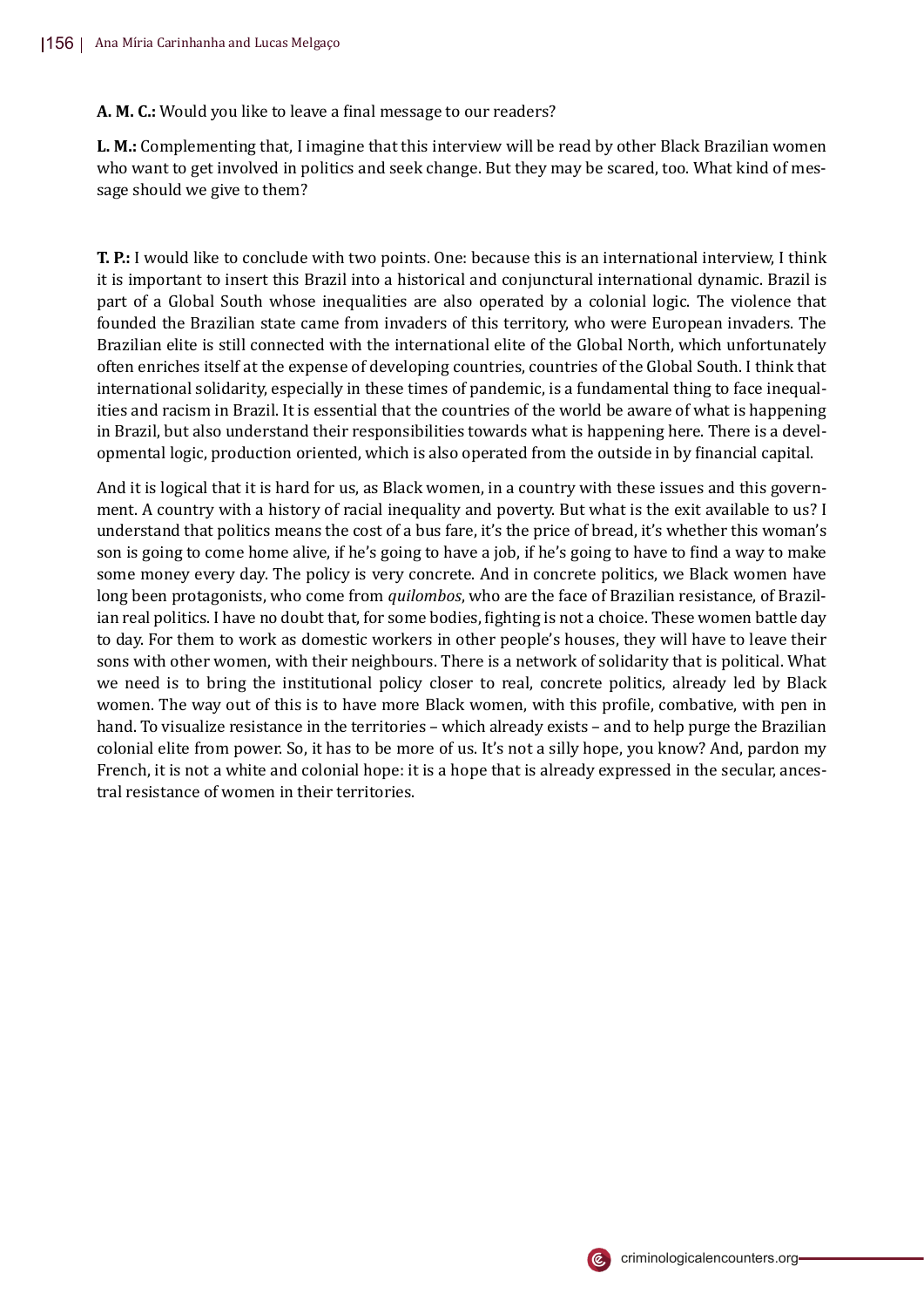**A. M. C.:** Would you like to leave a final message to our readers?

**L. M.:** Complementing that, I imagine that this interview will be read by other Black Brazilian women who want to get involved in politics and seek change. But they may be scared, too. What kind of message should we give to them?

**T. P.:** I would like to conclude with two points. One: because this is an international interview, I think it is important to insert this Brazil into a historical and conjunctural international dynamic. Brazil is part of a Global South whose inequalities are also operated by a colonial logic. The violence that founded the Brazilian state came from invaders of this territory, who were European invaders. The Brazilian elite is still connected with the international elite of the Global North, which unfortunately often enriches itself at the expense of developing countries, countries of the Global South. I think that international solidarity, especially in these times of pandemic, is a fundamental thing to face inequalities and racism in Brazil. It is essential that the countries of the world be aware of what is happening in Brazil, but also understand their responsibilities towards what is happening here. There is a developmental logic, production oriented, which is also operated from the outside in by financial capital.

And it is logical that it is hard for us, as Black women, in a country with these issues and this government. A country with a history of racial inequality and poverty. But what is the exit available to us? I understand that politics means the cost of a bus fare, it's the price of bread, it's whether this woman's son is going to come home alive, if he's going to have a job, if he's going to have to find a way to make some money every day. The policy is very concrete. And in concrete politics, we Black women have long been protagonists, who come from *quilombos*, who are the face of Brazilian resistance, of Brazilian real politics. I have no doubt that, for some bodies, fighting is not a choice. These women battle day to day. For them to work as domestic workers in other people's houses, they will have to leave their sons with other women, with their neighbours. There is a network of solidarity that is political. What we need is to bring the institutional policy closer to real, concrete politics, already led by Black women. The way out of this is to have more Black women, with this profile, combative, with pen in hand. To visualize resistance in the territories – which already exists – and to help purge the Brazilian colonial elite from power. So, it has to be more of us. It's not a silly hope, you know? And, pardon my French, it is not a white and colonial hope: it is a hope that is already expressed in the secular, ancestral resistance of women in their territories.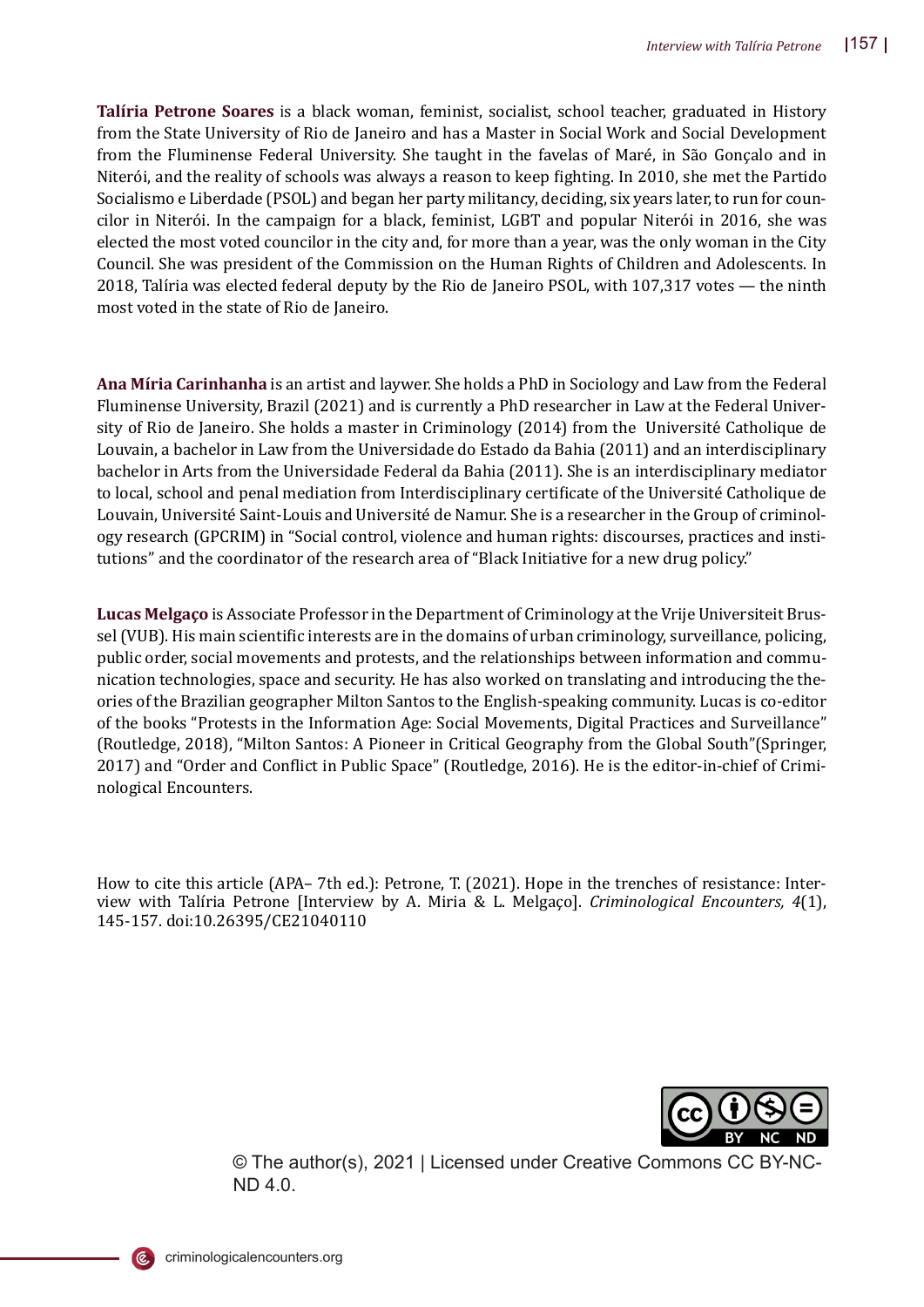**Talíria Petrone Soares** is a black woman, feminist, socialist, school teacher, graduated in History from the State University of Rio de Janeiro and has a Master in Social Work and Social Development from the Fluminense Federal University. She taught in the favelas of Maré, in São Gonçalo and in Niterói, and the reality of schools was always a reason to keep fighting. In 2010, she met the Partido Socialismo e Liberdade (PSOL) and began her party militancy, deciding, six years later, to run for councilor in Niterói. In the campaign for a black, feminist, LGBT and popular Niterói in 2016, she was elected the most voted councilor in the city and, for more than a year, was the only woman in the City Council. She was president of the Commission on the Human Rights of Children and Adolescents. In 2018, Talíria was elected federal deputy by the Rio de Janeiro PSOL, with 107,317 votes — the ninth most voted in the state of Rio de Janeiro.

**Ana Míria Carinhanha** is an artist and laywer. She holds a PhD in Sociology and Law from the Federal Fluminense University, Brazil (2021) and is currently a PhD researcher in Law at the Federal University of Rio de Janeiro. She holds a master in Criminology (2014) from the Université Catholique de Louvain, a bachelor in Law from the Universidade do Estado da Bahia (2011) and an interdisciplinary bachelor in Arts from the Universidade Federal da Bahia (2011). She is an interdisciplinary mediator to local, school and penal mediation from Interdisciplinary certificate of the Université Catholique de Louvain, Université Saint-Louis and Université de Namur. She is a researcher in the Group of criminology research (GPCRIM) in "Social control, violence and human rights: discourses, practices and institutions" and the coordinator of the research area of "Black Initiative for a new drug policy."

**Lucas Melgaço** is Associate Professor in the Department of Criminology at the Vrije Universiteit Brussel (VUB). His main scientific interests are in the domains of urban criminology, surveillance, policing, public order, social movements and protests, and the relationships between information and communication technologies, space and security. He has also worked on translating and introducing the theories of the Brazilian geographer Milton Santos to the English-speaking community. Lucas is co-editor of the books "Protests in the Information Age: Social Movements, Digital Practices and Surveillance" (Routledge, 2018), "Milton Santos: A Pioneer in Critical Geography from the Global South"(Springer, 2017) and "Order and Conflict in Public Space" (Routledge, 2016). He is the editor-in-chief of Criminological Encounters.

How to cite this article (APA– 7th ed.): Petrone, T. (2021). Hope in the trenches of resistance: Interview with Talíria Petrone [Interview by A. Miria & L. Melgaço]. *Criminological Encounters, 4*(1), 145-157. doi:10.26395/CE21040110

© The author(s), 2021 | Licensed under Creative Commons CC BY-NC-ND 4.0.